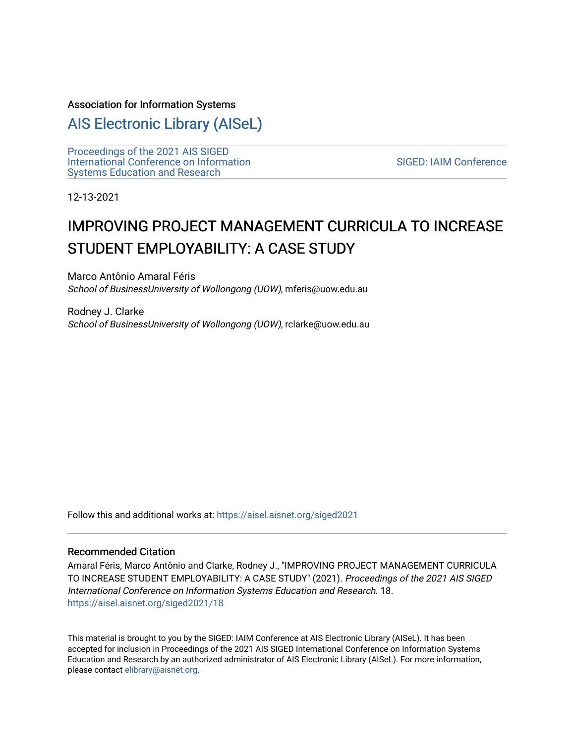Association for Information Systems

# AIS Electronic Library (AISeL)

Proceedings of the 2021 AIS SIGED International Conference on Information Systems Education and Research

SIGED: IAIM Conference

12-13-2021

# IMPROVING PROJECT MANAGEMENT CURRICULA TO INCREASE STUDENT EMPLOYABILITY: A CASE STUDY

Marco Antônio Amaral Féris
*School of BusinessUniversity of Wollongong (UOW)*, mferis@uow.edu.au

Rodney J. Clarke
*School of BusinessUniversity of Wollongong (UOW)*, rclarke@uow.edu.au

Follow this and additional works at: https://aisel.aisnet.org/siged2021

## Recommended Citation

Amaral Féris, Marco Antônio and Clarke, Rodney J., "IMPROVING PROJECT MANAGEMENT CURRICULA TO INCREASE STUDENT EMPLOYABILITY: A CASE STUDY" (2021). *Proceedings of the 2021 AIS SIGED International Conference on Information Systems Education and Research*. 18.
https://aisel.aisnet.org/siged2021/18

This material is brought to you by the SIGED: IAIM Conference at AIS Electronic Library (AISeL). It has been accepted for inclusion in Proceedings of the 2021 AIS SIGED International Conference on Information Systems Education and Research by an authorized administrator of AIS Electronic Library (AISeL). For more information, please contact elibrary@aisnet.org.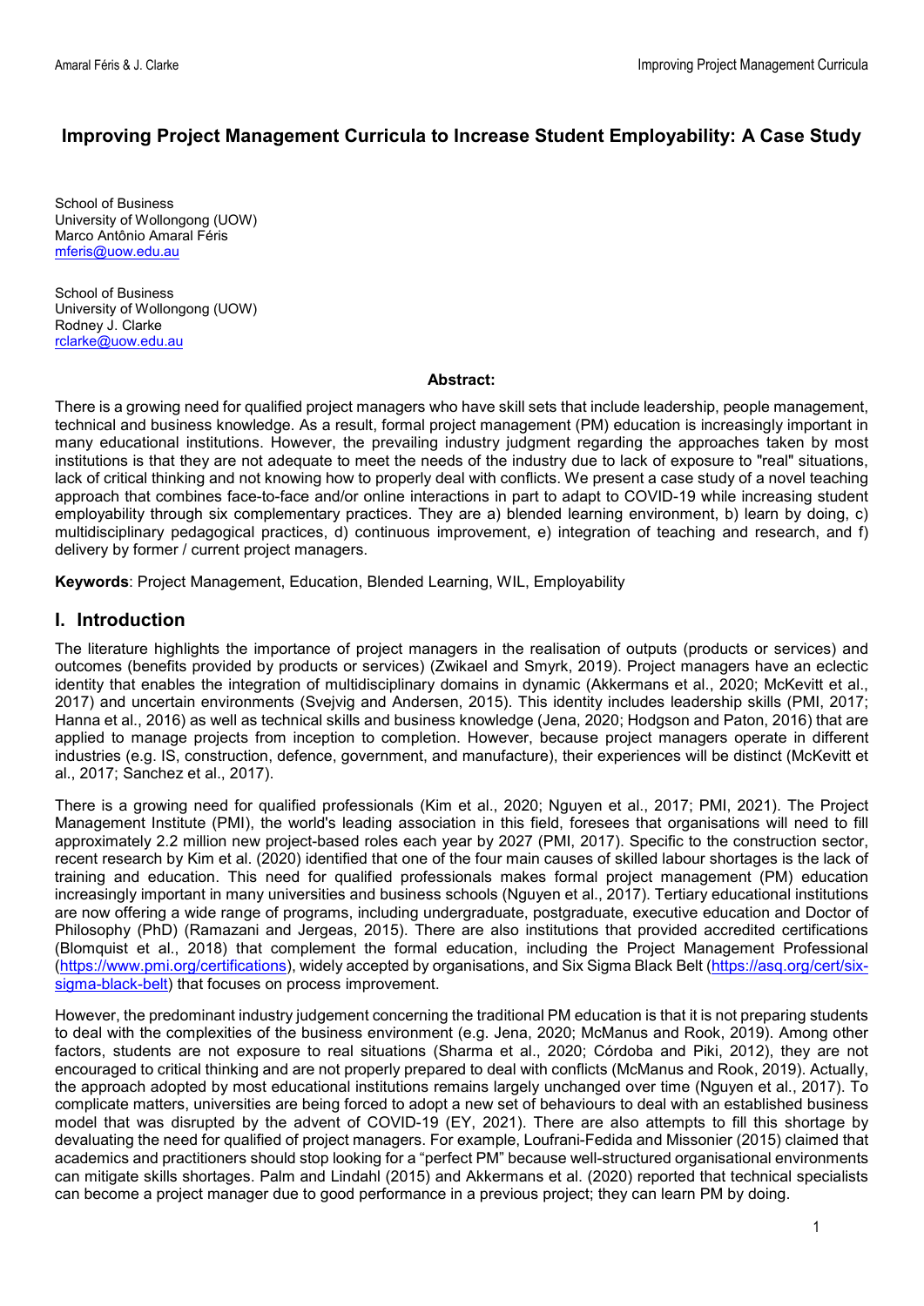# Improving Project Management Curricula to Increase Student Employability: A Case Study

School of Business
University of Wollongong (UOW)
Marco Antônio Amaral Féris
mferis@uow.edu.au

School of Business
University of Wollongong (UOW)
Rodney J. Clarke
rclarke@uow.edu.au

**Abstract:**

There is a growing need for qualified project managers who have skill sets that include leadership, people management, technical and business knowledge. As a result, formal project management (PM) education is increasingly important in many educational institutions. However, the prevailing industry judgment regarding the approaches taken by most institutions is that they are not adequate to meet the needs of the industry due to lack of exposure to "real" situations, lack of critical thinking and not knowing how to properly deal with conflicts. We present a case study of a novel teaching approach that combines face-to-face and/or online interactions in part to adapt to COVID-19 while increasing student employability through six complementary practices. They are a) blended learning environment, b) learn by doing, c) multidisciplinary pedagogical practices, d) continuous improvement, e) integration of teaching and research, and f) delivery by former / current project managers.

**Keywords**: Project Management, Education, Blended Learning, WIL, Employability

## I. Introduction

The literature highlights the importance of project managers in the realisation of outputs (products or services) and outcomes (benefits provided by products or services) (Zwikael and Smyrk, 2019). Project managers have an eclectic identity that enables the integration of multidisciplinary domains in dynamic (Akkermans et al., 2020; McKevitt et al., 2017) and uncertain environments (Svejvig and Andersen, 2015). This identity includes leadership skills (PMI, 2017; Hanna et al., 2016) as well as technical skills and business knowledge (Jena, 2020; Hodgson and Paton, 2016) that are applied to manage projects from inception to completion. However, because project managers operate in different industries (e.g. IS, construction, defence, government, and manufacture), their experiences will be distinct (McKevitt et al., 2017; Sanchez et al., 2017).

There is a growing need for qualified professionals (Kim et al., 2020; Nguyen et al., 2017; PMI, 2021). The Project Management Institute (PMI), the world's leading association in this field, foresees that organisations will need to fill approximately 2.2 million new project-based roles each year by 2027 (PMI, 2017). Specific to the construction sector, recent research by Kim et al. (2020) identified that one of the four main causes of skilled labour shortages is the lack of training and education. This need for qualified professionals makes formal project management (PM) education increasingly important in many universities and business schools (Nguyen et al., 2017). Tertiary educational institutions are now offering a wide range of programs, including undergraduate, postgraduate, executive education and Doctor of Philosophy (PhD) (Ramazani and Jergeas, 2015). There are also institutions that provided accredited certifications (Blomquist et al., 2018) that complement the formal education, including the Project Management Professional (https://www.pmi.org/certifications), widely accepted by organisations, and Six Sigma Black Belt (https://asq.org/cert/six-sigma-black-belt) that focuses on process improvement.

However, the predominant industry judgement concerning the traditional PM education is that it is not preparing students to deal with the complexities of the business environment (e.g. Jena, 2020; McManus and Rook, 2019). Among other factors, students are not exposure to real situations (Sharma et al., 2020; Córdoba and Piki, 2012), they are not encouraged to critical thinking and are not properly prepared to deal with conflicts (McManus and Rook, 2019). Actually, the approach adopted by most educational institutions remains largely unchanged over time (Nguyen et al., 2017). To complicate matters, universities are being forced to adopt a new set of behaviours to deal with an established business model that was disrupted by the advent of COVID-19 (EY, 2021). There are also attempts to fill this shortage by devaluating the need for qualified of project managers. For example, Loufrani-Fedida and Missonier (2015) claimed that academics and practitioners should stop looking for a "perfect PM" because well-structured organisational environments can mitigate skills shortages. Palm and Lindahl (2015) and Akkermans et al. (2020) reported that technical specialists can become a project manager due to good performance in a previous project; they can learn PM by doing.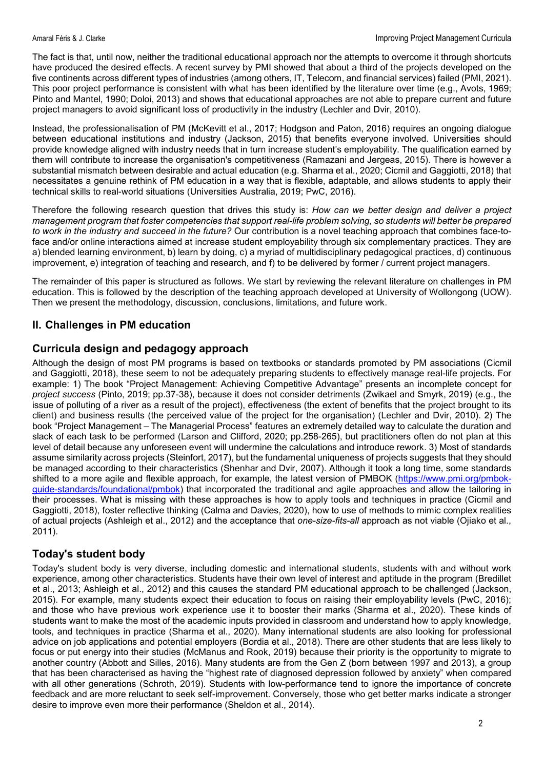The fact is that, until now, neither the traditional educational approach nor the attempts to overcome it through shortcuts have produced the desired effects. A recent survey by PMI showed that about a third of the projects developed on the five continents across different types of industries (among others, IT, Telecom, and financial services) failed (PMI, 2021). This poor project performance is consistent with what has been identified by the literature over time (e.g., Avots, 1969; Pinto and Mantel, 1990; Doloi, 2013) and shows that educational approaches are not able to prepare current and future project managers to avoid significant loss of productivity in the industry (Lechler and Dvir, 2010).

Instead, the professionalisation of PM (McKevitt et al., 2017; Hodgson and Paton, 2016) requires an ongoing dialogue between educational institutions and industry (Jackson, 2015) that benefits everyone involved. Universities should provide knowledge aligned with industry needs that in turn increase student's employability. The qualification earned by them will contribute to increase the organisation's competitiveness (Ramazani and Jergeas, 2015). There is however a substantial mismatch between desirable and actual education (e.g. Sharma et al., 2020; Cicmil and Gaggiotti, 2018) that necessitates a genuine rethink of PM education in a way that is flexible, adaptable, and allows students to apply their technical skills to real-world situations (Universities Australia, 2019; PwC, 2016).

Therefore the following research question that drives this study is: *How can we better design and deliver a project management program that foster competencies that support real-life problem solving, so students will better be prepared to work in the industry and succeed in the future?* Our contribution is a novel teaching approach that combines face-to-face and/or online interactions aimed at increase student employability through six complementary practices. They are a) blended learning environment, b) learn by doing, c) a myriad of multidisciplinary pedagogical practices, d) continuous improvement, e) integration of teaching and research, and f) to be delivered by former / current project managers.

The remainder of this paper is structured as follows. We start by reviewing the relevant literature on challenges in PM education. This is followed by the description of the teaching approach developed at University of Wollongong (UOW). Then we present the methodology, discussion, conclusions, limitations, and future work.

## II. Challenges in PM education

### Curricula design and pedagogy approach

Although the design of most PM programs is based on textbooks or standards promoted by PM associations (Cicmil and Gaggiotti, 2018), these seem to not be adequately preparing students to effectively manage real-life projects. For example: 1) The book "Project Management: Achieving Competitive Advantage" presents an incomplete concept for *project success* (Pinto, 2019; pp.37-38), because it does not consider detriments (Zwikael and Smyrk, 2019) (e.g., the issue of polluting of a river as a result of the project), effectiveness (the extent of benefits that the project brought to its client) and business results (the perceived value of the project for the organisation) (Lechler and Dvir, 2010). 2) The book "Project Management – The Managerial Process" features an extremely detailed way to calculate the duration and slack of each task to be performed (Larson and Clifford, 2020; pp.258-265), but practitioners often do not plan at this level of detail because any unforeseen event will undermine the calculations and introduce rework. 3) Most of standards assume similarity across projects (Steinfort, 2017), but the fundamental uniqueness of projects suggests that they should be managed according to their characteristics (Shenhar and Dvir, 2007). Although it took a long time, some standards shifted to a more agile and flexible approach, for example, the latest version of PMBOK (https://www.pmi.org/pmbok-guide-standards/foundational/pmbok) that incorporated the traditional and agile approaches and allow the tailoring in their processes. What is missing with these approaches is how to apply tools and techniques in practice (Cicmil and Gaggiotti, 2018), foster reflective thinking (Calma and Davies, 2020), how to use of methods to mimic complex realities of actual projects (Ashleigh et al., 2012) and the acceptance that *one-size-fits-all* approach as not viable (Ojiako et al., 2011).

### Today's student body

Today's student body is very diverse, including domestic and international students, students with and without work experience, among other characteristics. Students have their own level of interest and aptitude in the program (Bredillet et al., 2013; Ashleigh et al., 2012) and this causes the standard PM educational approach to be challenged (Jackson, 2015). For example, many students expect their education to focus on raising their employability levels (PwC, 2016); and those who have previous work experience use it to booster their marks (Sharma et al., 2020). These kinds of students want to make the most of the academic inputs provided in classroom and understand how to apply knowledge, tools, and techniques in practice (Sharma et al., 2020). Many international students are also looking for professional advice on job applications and potential employers (Bordia et al., 2018). There are other students that are less likely to focus or put energy into their studies (McManus and Rook, 2019) because their priority is the opportunity to migrate to another country (Abbott and Silles, 2016). Many students are from the Gen Z (born between 1997 and 2013), a group that has been characterised as having the "highest rate of diagnosed depression followed by anxiety" when compared with all other generations (Schroth, 2019). Students with low-performance tend to ignore the importance of concrete feedback and are more reluctant to seek self-improvement. Conversely, those who get better marks indicate a stronger desire to improve even more their performance (Sheldon et al., 2014).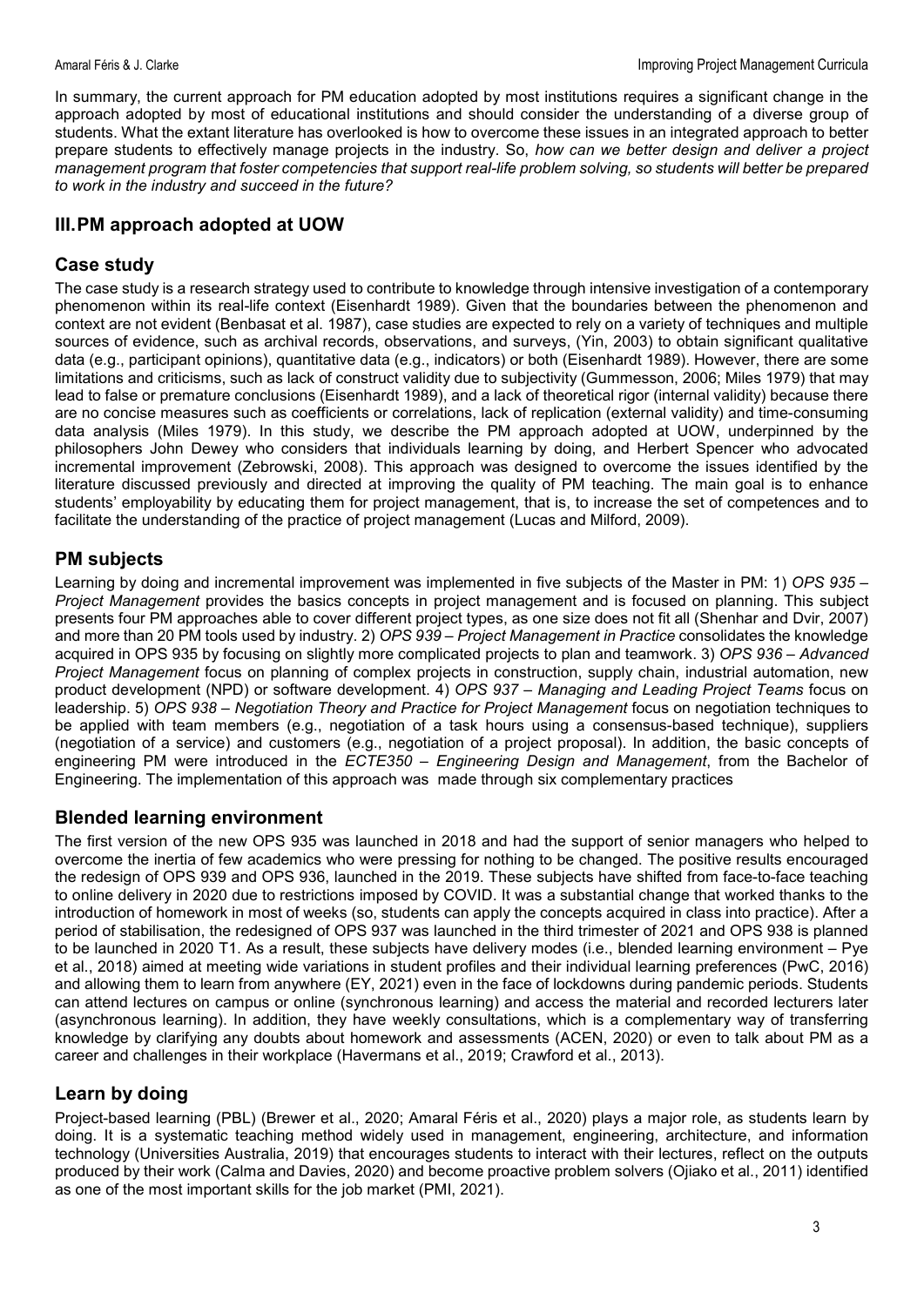In summary, the current approach for PM education adopted by most institutions requires a significant change in the approach adopted by most of educational institutions and should consider the understanding of a diverse group of students. What the extant literature has overlooked is how to overcome these issues in an integrated approach to better prepare students to effectively manage projects in the industry. So, *how can we better design and deliver a project management program that foster competencies that support real-life problem solving, so students will better be prepared to work in the industry and succeed in the future?*

## III. PM approach adopted at UOW

### Case study

The case study is a research strategy used to contribute to knowledge through intensive investigation of a contemporary phenomenon within its real-life context (Eisenhardt 1989). Given that the boundaries between the phenomenon and context are not evident (Benbasat et al. 1987), case studies are expected to rely on a variety of techniques and multiple sources of evidence, such as archival records, observations, and surveys, (Yin, 2003) to obtain significant qualitative data (e.g., participant opinions), quantitative data (e.g., indicators) or both (Eisenhardt 1989). However, there are some limitations and criticisms, such as lack of construct validity due to subjectivity (Gummesson, 2006; Miles 1979) that may lead to false or premature conclusions (Eisenhardt 1989), and a lack of theoretical rigor (internal validity) because there are no concise measures such as coefficients or correlations, lack of replication (external validity) and time-consuming data analysis (Miles 1979). In this study, we describe the PM approach adopted at UOW, underpinned by the philosophers John Dewey who considers that individuals learning by doing, and Herbert Spencer who advocated incremental improvement (Zebrowski, 2008). This approach was designed to overcome the issues identified by the literature discussed previously and directed at improving the quality of PM teaching. The main goal is to enhance students' employability by educating them for project management, that is, to increase the set of competences and to facilitate the understanding of the practice of project management (Lucas and Milford, 2009).

### PM subjects

Learning by doing and incremental improvement was implemented in five subjects of the Master in PM: 1) *OPS 935 – Project Management* provides the basics concepts in project management and is focused on planning. This subject presents four PM approaches able to cover different project types, as one size does not fit all (Shenhar and Dvir, 2007) and more than 20 PM tools used by industry. 2) *OPS 939 – Project Management in Practice* consolidates the knowledge acquired in OPS 935 by focusing on slightly more complicated projects to plan and teamwork. 3) *OPS 936 – Advanced Project Management* focus on planning of complex projects in construction, supply chain, industrial automation, new product development (NPD) or software development. 4) *OPS 937 – Managing and Leading Project Teams* focus on leadership. 5) *OPS 938 – Negotiation Theory and Practice for Project Management* focus on negotiation techniques to be applied with team members (e.g., negotiation of a task hours using a consensus-based technique), suppliers (negotiation of a service) and customers (e.g., negotiation of a project proposal). In addition, the basic concepts of engineering PM were introduced in the *ECTE350 – Engineering Design and Management*, from the Bachelor of Engineering. The implementation of this approach was made through six complementary practices

### Blended learning environment

The first version of the new OPS 935 was launched in 2018 and had the support of senior managers who helped to overcome the inertia of few academics who were pressing for nothing to be changed. The positive results encouraged the redesign of OPS 939 and OPS 936, launched in the 2019. These subjects have shifted from face-to-face teaching to online delivery in 2020 due to restrictions imposed by COVID. It was a substantial change that worked thanks to the introduction of homework in most of weeks (so, students can apply the concepts acquired in class into practice). After a period of stabilisation, the redesigned of OPS 937 was launched in the third trimester of 2021 and OPS 938 is planned to be launched in 2020 T1. As a result, these subjects have delivery modes (i.e., blended learning environment – Pye et al., 2018) aimed at meeting wide variations in student profiles and their individual learning preferences (PwC, 2016) and allowing them to learn from anywhere (EY, 2021) even in the face of lockdowns during pandemic periods. Students can attend lectures on campus or online (synchronous learning) and access the material and recorded lecturers later (asynchronous learning). In addition, they have weekly consultations, which is a complementary way of transferring knowledge by clarifying any doubts about homework and assessments (ACEN, 2020) or even to talk about PM as a career and challenges in their workplace (Havermans et al., 2019; Crawford et al., 2013).

### Learn by doing

Project-based learning (PBL) (Brewer et al., 2020; Amaral Féris et al., 2020) plays a major role, as students learn by doing. It is a systematic teaching method widely used in management, engineering, architecture, and information technology (Universities Australia, 2019) that encourages students to interact with their lectures, reflect on the outputs produced by their work (Calma and Davies, 2020) and become proactive problem solvers (Ojiako et al., 2011) identified as one of the most important skills for the job market (PMI, 2021).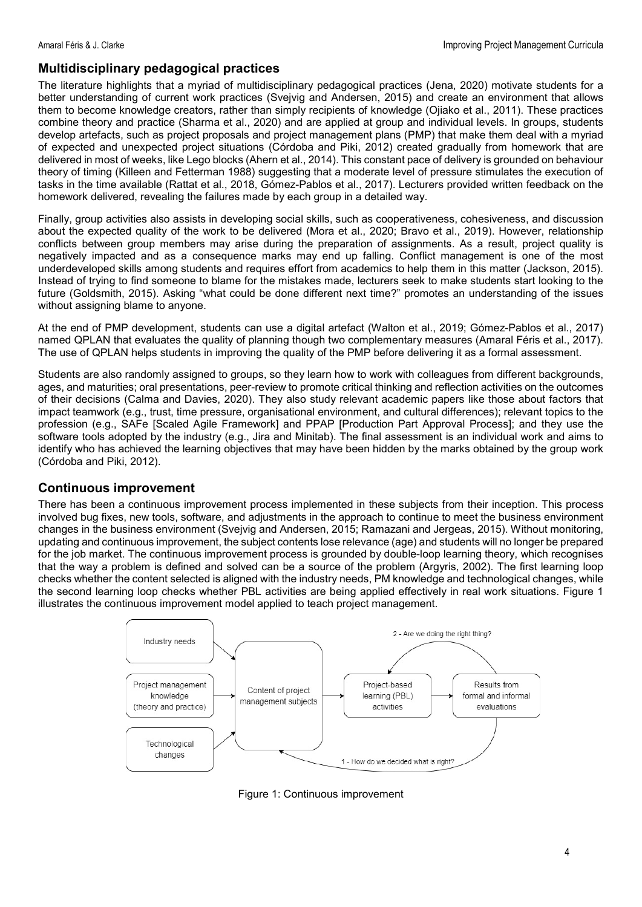## Multidisciplinary pedagogical practices

The literature highlights that a myriad of multidisciplinary pedagogical practices (Jena, 2020) motivate students for a better understanding of current work practices (Svejvig and Andersen, 2015) and create an environment that allows them to become knowledge creators, rather than simply recipients of knowledge (Ojiako et al., 2011). These practices combine theory and practice (Sharma et al., 2020) and are applied at group and individual levels. In groups, students develop artefacts, such as project proposals and project management plans (PMP) that make them deal with a myriad of expected and unexpected project situations (Córdoba and Piki, 2012) created gradually from homework that are delivered in most of weeks, like Lego blocks (Ahern et al., 2014). This constant pace of delivery is grounded on behaviour theory of timing (Killeen and Fetterman 1988) suggesting that a moderate level of pressure stimulates the execution of tasks in the time available (Rattat et al., 2018, Gómez-Pablos et al., 2017). Lecturers provided written feedback on the homework delivered, revealing the failures made by each group in a detailed way.

Finally, group activities also assists in developing social skills, such as cooperativeness, cohesiveness, and discussion about the expected quality of the work to be delivered (Mora et al., 2020; Bravo et al., 2019). However, relationship conflicts between group members may arise during the preparation of assignments. As a result, project quality is negatively impacted and as a consequence marks may end up falling. Conflict management is one of the most underdeveloped skills among students and requires effort from academics to help them in this matter (Jackson, 2015). Instead of trying to find someone to blame for the mistakes made, lecturers seek to make students start looking to the future (Goldsmith, 2015). Asking "what could be done different next time?" promotes an understanding of the issues without assigning blame to anyone.

At the end of PMP development, students can use a digital artefact (Walton et al., 2019; Gómez-Pablos et al., 2017) named QPLAN that evaluates the quality of planning though two complementary measures (Amaral Féris et al., 2017). The use of QPLAN helps students in improving the quality of the PMP before delivering it as a formal assessment.

Students are also randomly assigned to groups, so they learn how to work with colleagues from different backgrounds, ages, and maturities; oral presentations, peer-review to promote critical thinking and reflection activities on the outcomes of their decisions (Calma and Davies, 2020). They also study relevant academic papers like those about factors that impact teamwork (e.g., trust, time pressure, organisational environment, and cultural differences); relevant topics to the profession (e.g., SAFe [Scaled Agile Framework] and PPAP [Production Part Approval Process]; and they use the software tools adopted by the industry (e.g., Jira and Minitab). The final assessment is an individual work and aims to identify who has achieved the learning objectives that may have been hidden by the marks obtained by the group work (Córdoba and Piki, 2012).

## Continuous improvement

There has been a continuous improvement process implemented in these subjects from their inception. This process involved bug fixes, new tools, software, and adjustments in the approach to continue to meet the business environment changes in the business environment (Svejvig and Andersen, 2015; Ramazani and Jergeas, 2015). Without monitoring, updating and continuous improvement, the subject contents lose relevance (age) and students will no longer be prepared for the job market. The continuous improvement process is grounded by double-loop learning theory, which recognises that the way a problem is defined and solved can be a source of the problem (Argyris, 2002). The first learning loop checks whether the content selected is aligned with the industry needs, PM knowledge and technological changes, while the second learning loop checks whether PBL activities are being applied effectively in real work situations. Figure 1 illustrates the continuous improvement model applied to teach project management.

Industry needs

Project management knowledge (theory and practice)

Technological changes

Content of project management subjects

Project-based learning (PBL) activities

Results from formal and informal evaluations

2 - Are we doing the right thing?

1 - How do we decided what is right?

Figure 1: Continuous improvement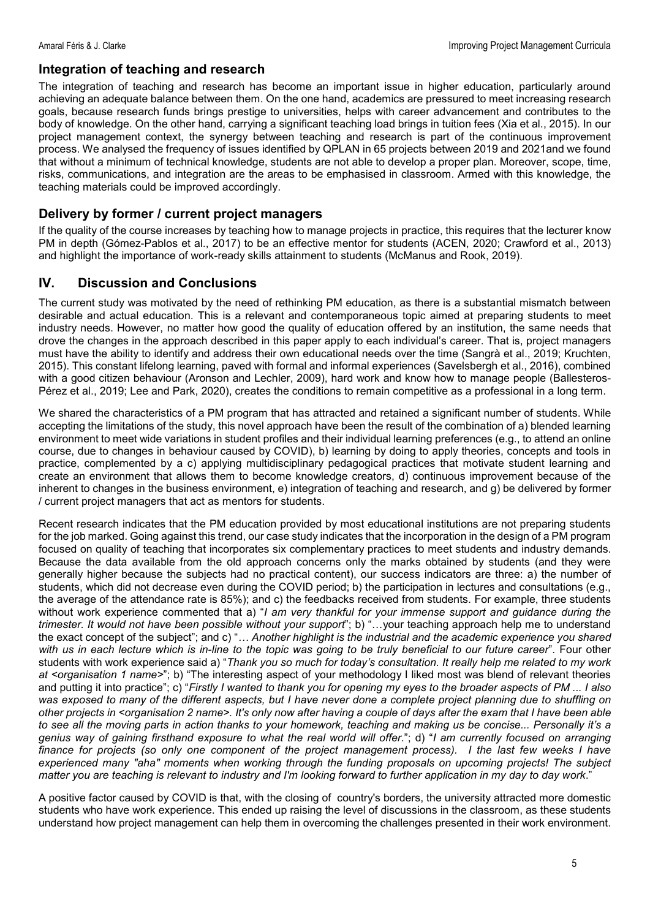## Integration of teaching and research

The integration of teaching and research has become an important issue in higher education, particularly around achieving an adequate balance between them. On the one hand, academics are pressured to meet increasing research goals, because research funds brings prestige to universities, helps with career advancement and contributes to the body of knowledge. On the other hand, carrying a significant teaching load brings in tuition fees (Xia et al., 2015). In our project management context, the synergy between teaching and research is part of the continuous improvement process. We analysed the frequency of issues identified by QPLAN in 65 projects between 2019 and 2021and we found that without a minimum of technical knowledge, students are not able to develop a proper plan. Moreover, scope, time, risks, communications, and integration are the areas to be emphasised in classroom. Armed with this knowledge, the teaching materials could be improved accordingly.

## Delivery by former / current project managers

If the quality of the course increases by teaching how to manage projects in practice, this requires that the lecturer know PM in depth (Gómez-Pablos et al., 2017) to be an effective mentor for students (ACEN, 2020; Crawford et al., 2013) and highlight the importance of work-ready skills attainment to students (McManus and Rook, 2019).

# IV. Discussion and Conclusions

The current study was motivated by the need of rethinking PM education, as there is a substantial mismatch between desirable and actual education. This is a relevant and contemporaneous topic aimed at preparing students to meet industry needs. However, no matter how good the quality of education offered by an institution, the same needs that drove the changes in the approach described in this paper apply to each individual's career. That is, project managers must have the ability to identify and address their own educational needs over the time (Sangrà et al., 2019; Kruchten, 2015). This constant lifelong learning, paved with formal and informal experiences (Savelsbergh et al., 2016), combined with a good citizen behaviour (Aronson and Lechler, 2009), hard work and know how to manage people (Ballesteros-Pérez et al., 2019; Lee and Park, 2020), creates the conditions to remain competitive as a professional in a long term.

We shared the characteristics of a PM program that has attracted and retained a significant number of students. While accepting the limitations of the study, this novel approach have been the result of the combination of a) blended learning environment to meet wide variations in student profiles and their individual learning preferences (e.g., to attend an online course, due to changes in behaviour caused by COVID), b) learning by doing to apply theories, concepts and tools in practice, complemented by a c) applying multidisciplinary pedagogical practices that motivate student learning and create an environment that allows them to become knowledge creators, d) continuous improvement because of the inherent to changes in the business environment, e) integration of teaching and research, and g) be delivered by former / current project managers that act as mentors for students.

Recent research indicates that the PM education provided by most educational institutions are not preparing students for the job marked. Going against this trend, our case study indicates that the incorporation in the design of a PM program focused on quality of teaching that incorporates six complementary practices to meet students and industry demands. Because the data available from the old approach concerns only the marks obtained by students (and they were generally higher because the subjects had no practical content), our success indicators are three: a) the number of students, which did not decrease even during the COVID period; b) the participation in lectures and consultations (e.g., the average of the attendance rate is 85%); and c) the feedbacks received from students. For example, three students without work experience commented that a) "*I am very thankful for your immense support and guidance during the trimester. It would not have been possible without your support*"; b) "…your teaching approach help me to understand the exact concept of the subject"; and c) "*… Another highlight is the industrial and the academic experience you shared with us in each lecture which is in-line to the topic was going to be truly beneficial to our future career*". Four other students with work experience said a) "*Thank you so much for today's consultation. It really help me related to my work at <organisation 1 name>*"; b) "The interesting aspect of your methodology I liked most was blend of relevant theories and putting it into practice"; c) "*Firstly I wanted to thank you for opening my eyes to the broader aspects of PM ... I also was exposed to many of the different aspects, but I have never done a complete project planning due to shuffling on other projects in <organisation 2 name>. It's only now after having a couple of days after the exam that I have been able to see all the moving parts in action thanks to your homework, teaching and making us be concise... Personally it's a genius way of gaining firsthand exposure to what the real world will offer.*"; d) "*I am currently focused on arranging finance for projects (so only one component of the project management process). I the last few weeks I have experienced many "aha" moments when working through the funding proposals on upcoming projects! The subject matter you are teaching is relevant to industry and I'm looking forward to further application in my day to day work.*"

A positive factor caused by COVID is that, with the closing of country's borders, the university attracted more domestic students who have work experience. This ended up raising the level of discussions in the classroom, as these students understand how project management can help them in overcoming the challenges presented in their work environment.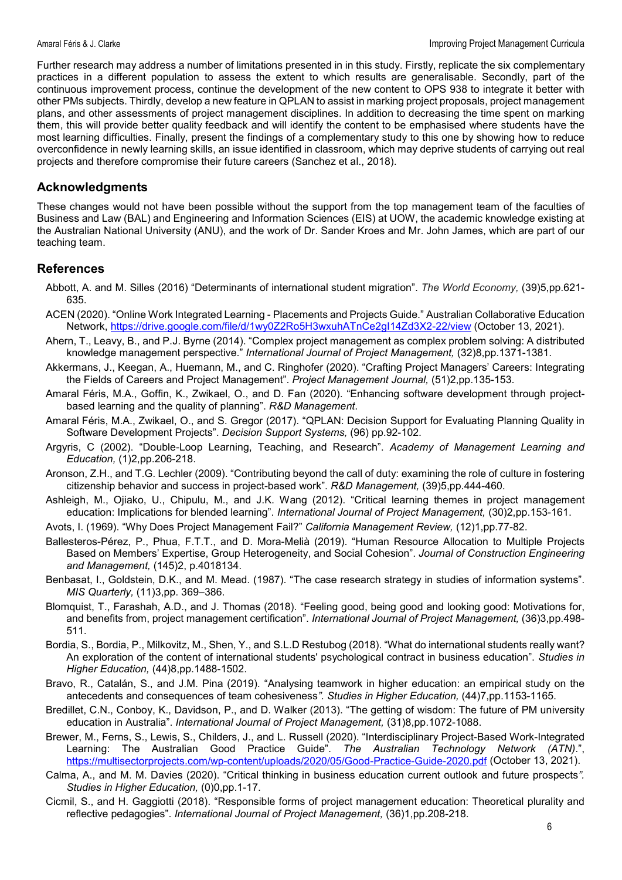Further research may address a number of limitations presented in in this study. Firstly, replicate the six complementary practices in a different population to assess the extent to which results are generalisable. Secondly, part of the continuous improvement process, continue the development of the new content to OPS 938 to integrate it better with other PMs subjects. Thirdly, develop a new feature in QPLAN to assist in marking project proposals, project management plans, and other assessments of project management disciplines. In addition to decreasing the time spent on marking them, this will provide better quality feedback and will identify the content to be emphasised where students have the most learning difficulties. Finally, present the findings of a complementary study to this one by showing how to reduce overconfidence in newly learning skills, an issue identified in classroom, which may deprive students of carrying out real projects and therefore compromise their future careers (Sanchez et al., 2018).

## Acknowledgments

These changes would not have been possible without the support from the top management team of the faculties of Business and Law (BAL) and Engineering and Information Sciences (EIS) at UOW, the academic knowledge existing at the Australian National University (ANU), and the work of Dr. Sander Kroes and Mr. John James, which are part of our teaching team.

## References

Abbott, A. and M. Silles (2016) "Determinants of international student migration". *The World Economy,* (39)5,pp.621-635.

ACEN (2020). "Online Work Integrated Learning - Placements and Projects Guide." Australian Collaborative Education Network, https://drive.google.com/file/d/1wy0Z2Ro5H3wxuhATnCe2gI14Zd3X2-22/view (October 13, 2021).

Ahern, T., Leavy, B., and P.J. Byrne (2014). "Complex project management as complex problem solving: A distributed knowledge management perspective." *International Journal of Project Management,* (32)8,pp.1371-1381.

Akkermans, J., Keegan, A., Huemann, M., and C. Ringhofer (2020). "Crafting Project Managers' Careers: Integrating the Fields of Careers and Project Management". *Project Management Journal,* (51)2,pp.135-153.

Amaral Féris, M.A., Goffin, K., Zwikael, O., and D. Fan (2020). "Enhancing software development through project-based learning and the quality of planning". *R&D Management*.

Amaral Féris, M.A., Zwikael, O., and S. Gregor (2017). "QPLAN: Decision Support for Evaluating Planning Quality in Software Development Projects". *Decision Support Systems,* (96) pp.92-102.

Argyris, C (2002). "Double-Loop Learning, Teaching, and Research". *Academy of Management Learning and Education,* (1)2,pp.206-218.

Aronson, Z.H., and T.G. Lechler (2009). "Contributing beyond the call of duty: examining the role of culture in fostering citizenship behavior and success in project-based work". *R&D Management,* (39)5,pp.444-460.

Ashleigh, M., Ojiako, U., Chipulu, M., and J.K. Wang (2012). "Critical learning themes in project management education: Implications for blended learning". *International Journal of Project Management,* (30)2,pp.153-161.

Avots, I. (1969). "Why Does Project Management Fail?" *California Management Review,* (12)1,pp.77-82.

Ballesteros-Pérez, P., Phua, F.T.T., and D. Mora-Melià (2019). "Human Resource Allocation to Multiple Projects Based on Members' Expertise, Group Heterogeneity, and Social Cohesion". *Journal of Construction Engineering and Management,* (145)2, p.4018134.

Benbasat, I., Goldstein, D.K., and M. Mead. (1987). "The case research strategy in studies of information systems". *MIS Quarterly,* (11)3,pp. 369–386.

Blomquist, T., Farashah, A.D., and J. Thomas (2018). "Feeling good, being good and looking good: Motivations for, and benefits from, project management certification". *International Journal of Project Management,* (36)3,pp.498-511.

Bordia, S., Bordia, P., Milkovitz, M., Shen, Y., and S.L.D Restubog (2018). "What do international students really want? An exploration of the content of international students' psychological contract in business education". *Studies in Higher Education,* (44)8,pp.1488-1502.

Bravo, R., Catalán, S., and J.M. Pina (2019). "Analysing teamwork in higher education: an empirical study on the antecedents and consequences of team cohesiveness*". Studies in Higher Education,* (44)7,pp.1153-1165.

Bredillet, C.N., Conboy, K., Davidson, P., and D. Walker (2013). "The getting of wisdom: The future of PM university education in Australia". *International Journal of Project Management,* (31)8,pp.1072-1088.

Brewer, M., Ferns, S., Lewis, S., Childers, J., and L. Russell (2020). "Interdisciplinary Project-Based Work-Integrated Learning: The Australian Good Practice Guide". *The Australian Technology Network (ATN)*.", https://multisectorprojects.com/wp-content/uploads/2020/05/Good-Practice-Guide-2020.pdf (October 13, 2021).

Calma, A., and M. M. Davies (2020). "Critical thinking in business education current outlook and future prospects*". Studies in Higher Education,* (0)0,pp.1-17.

Cicmil, S., and H. Gaggiotti (2018). "Responsible forms of project management education: Theoretical plurality and reflective pedagogies". *International Journal of Project Management,* (36)1,pp.208-218.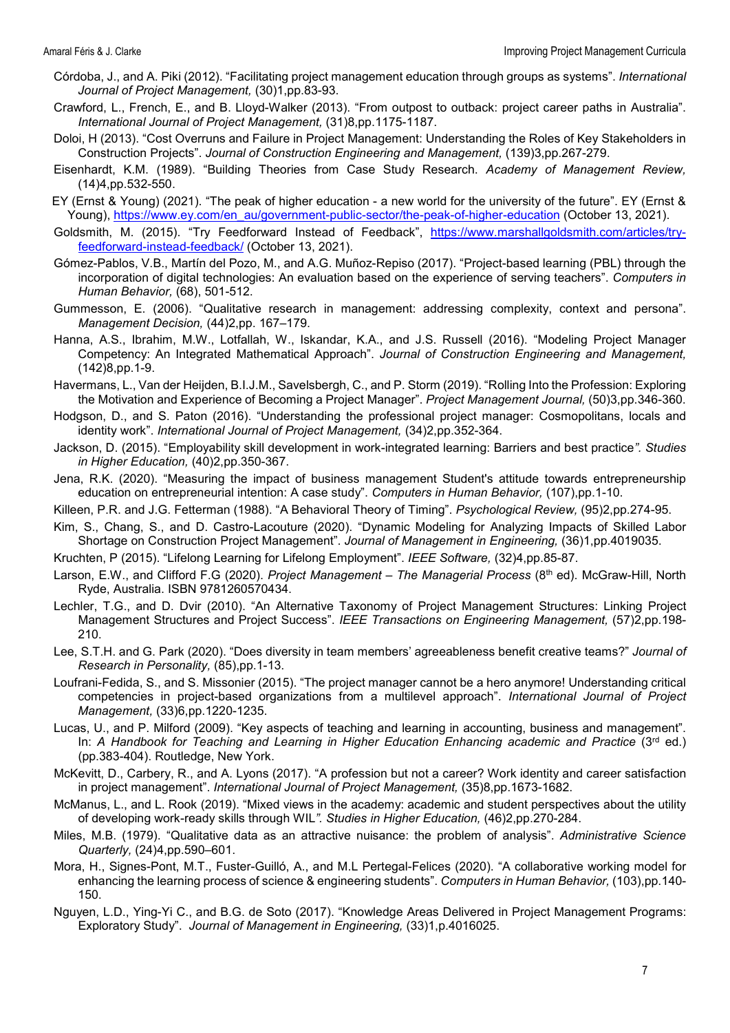Córdoba, J., and A. Piki (2012). "Facilitating project management education through groups as systems". *International Journal of Project Management,* (30)1,pp.83-93.

Crawford, L., French, E., and B. Lloyd-Walker (2013). "From outpost to outback: project career paths in Australia". *International Journal of Project Management,* (31)8,pp.1175-1187.

Doloi, H (2013). "Cost Overruns and Failure in Project Management: Understanding the Roles of Key Stakeholders in Construction Projects". *Journal of Construction Engineering and Management,* (139)3,pp.267-279.

Eisenhardt, K.M. (1989). "Building Theories from Case Study Research. *Academy of Management Review,* (14)4,pp.532-550.

EY (Ernst & Young) (2021). "The peak of higher education - a new world for the university of the future". EY (Ernst & Young), https://www.ey.com/en_au/government-public-sector/the-peak-of-higher-education (October 13, 2021).

Goldsmith, M. (2015). "Try Feedforward Instead of Feedback", https://www.marshallgoldsmith.com/articles/try-feedforward-instead-feedback/ (October 13, 2021).

Gómez-Pablos, V.B., Martín del Pozo, M., and A.G. Muñoz-Repiso (2017). "Project-based learning (PBL) through the incorporation of digital technologies: An evaluation based on the experience of serving teachers". *Computers in Human Behavior,* (68), 501-512.

Gummesson, E. (2006). "Qualitative research in management: addressing complexity, context and persona". *Management Decision,* (44)2,pp. 167–179.

Hanna, A.S., Ibrahim, M.W., Lotfallah, W., Iskandar, K.A., and J.S. Russell (2016). "Modeling Project Manager Competency: An Integrated Mathematical Approach". *Journal of Construction Engineering and Management,* (142)8,pp.1-9.

Havermans, L., Van der Heijden, B.I.J.M., Savelsbergh, C., and P. Storm (2019). "Rolling Into the Profession: Exploring the Motivation and Experience of Becoming a Project Manager". *Project Management Journal,* (50)3,pp.346-360.

Hodgson, D., and S. Paton (2016). "Understanding the professional project manager: Cosmopolitans, locals and identity work". *International Journal of Project Management,* (34)2,pp.352-364.

Jackson, D. (2015). "Employability skill development in work-integrated learning: Barriers and best practice*". Studies in Higher Education,* (40)2,pp.350-367.

Jena, R.K. (2020). "Measuring the impact of business management Student's attitude towards entrepreneurship education on entrepreneurial intention: A case study". *Computers in Human Behavior,* (107),pp.1-10.

Killeen, P.R. and J.G. Fetterman (1988). "A Behavioral Theory of Timing". *Psychological Review,* (95)2,pp.274-95.

Kim, S., Chang, S., and D. Castro-Lacoutre (2020). "Dynamic Modeling for Analyzing Impacts of Skilled Labor Shortage on Construction Project Management". *Journal of Management in Engineering,* (36)1,pp.4019035.

Kruchten, P (2015). "Lifelong Learning for Lifelong Employment". *IEEE Software,* (32)4,pp.85-87.

Larson, E.W., and Clifford F.G (2020). *Project Management – The Managerial Process* (8th ed). McGraw-Hill, North Ryde, Australia. ISBN 9781260570434.

Lechler, T.G., and D. Dvir (2010). "An Alternative Taxonomy of Project Management Structures: Linking Project Management Structures and Project Success". *IEEE Transactions on Engineering Management,* (57)2,pp.198-210.

Lee, S.T.H. and G. Park (2020). "Does diversity in team members' agreeableness benefit creative teams?" *Journal of Research in Personality,* (85),pp.1-13.

Loufrani-Fedida, S., and S. Missonier (2015). "The project manager cannot be a hero anymore! Understanding critical competencies in project-based organizations from a multilevel approach". *International Journal of Project Management,* (33)6,pp.1220-1235.

Lucas, U., and P. Milford (2009). "Key aspects of teaching and learning in accounting, business and management". In: *A Handbook for Teaching and Learning in Higher Education Enhancing academic and Practice* (3rd ed.) (pp.383-404). Routledge, New York.

McKevitt, D., Carbery, R., and A. Lyons (2017). "A profession but not a career? Work identity and career satisfaction in project management". *International Journal of Project Management,* (35)8,pp.1673-1682.

McManus, L., and L. Rook (2019). "Mixed views in the academy: academic and student perspectives about the utility of developing work-ready skills through WIL*". Studies in Higher Education,* (46)2,pp.270-284.

Miles, M.B. (1979). "Qualitative data as an attractive nuisance: the problem of analysis". *Administrative Science Quarterly,* (24)4,pp.590–601.

Mora, H., Signes-Pont, M.T., Fuster-Guilló, A., and M.L Pertegal-Felices (2020). "A collaborative working model for enhancing the learning process of science & engineering students". *Computers in Human Behavior,* (103),pp.140-150.

Nguyen, L.D., Ying-Yi C., and B.G. de Soto (2017). "Knowledge Areas Delivered in Project Management Programs: Exploratory Study". *Journal of Management in Engineering,* (33)1,p.4016025.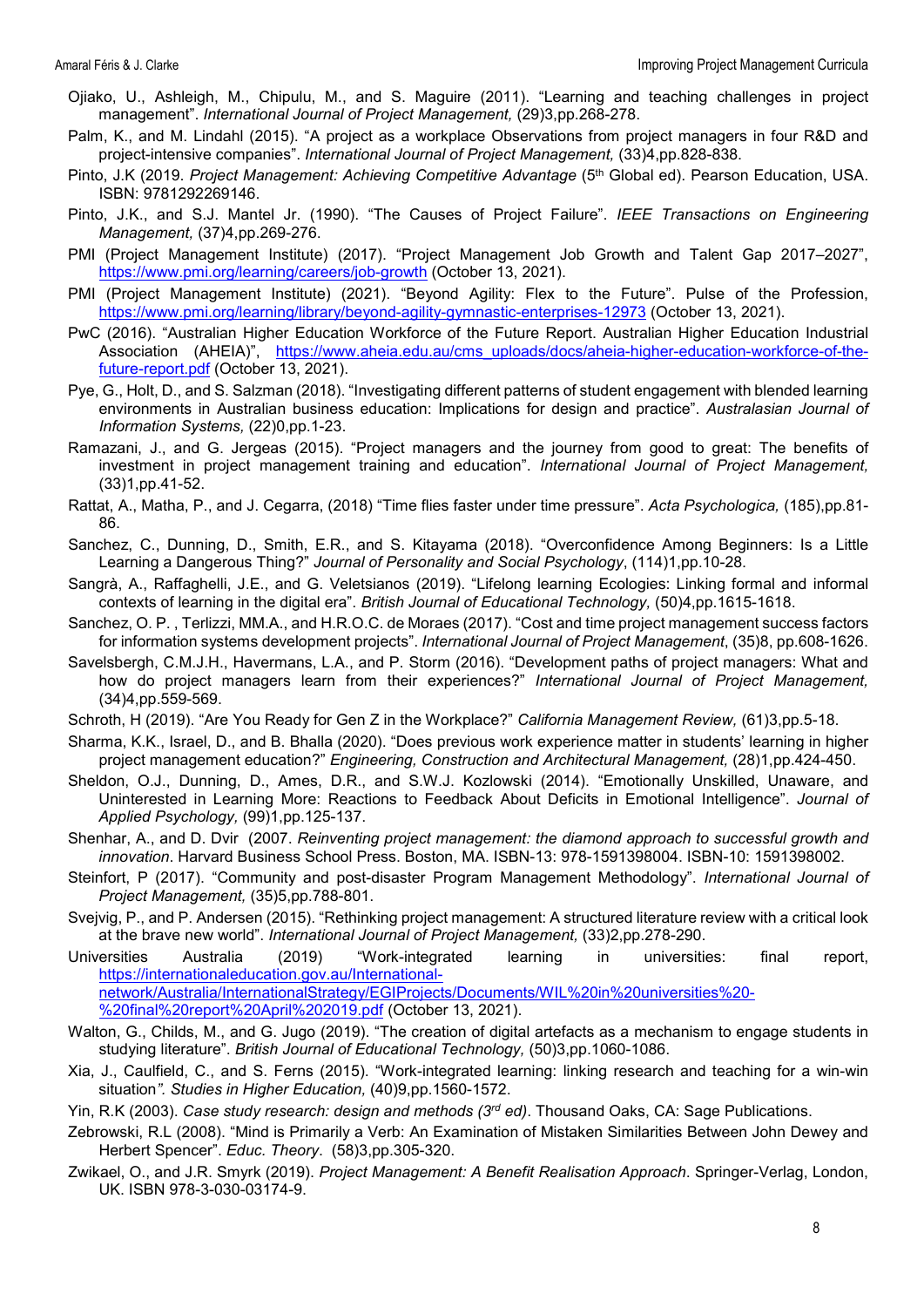Ojiako, U., Ashleigh, M., Chipulu, M., and S. Maguire (2011). "Learning and teaching challenges in project management". *International Journal of Project Management,* (29)3,pp.268-278.

Palm, K., and M. Lindahl (2015). "A project as a workplace Observations from project managers in four R&D and project-intensive companies". *International Journal of Project Management,* (33)4,pp.828-838.

Pinto, J.K (2019. *Project Management: Achieving Competitive Advantage* (5th Global ed). Pearson Education, USA. ISBN: 9781292269146.

Pinto, J.K., and S.J. Mantel Jr. (1990). "The Causes of Project Failure". *IEEE Transactions on Engineering Management,* (37)4,pp.269-276.

PMI (Project Management Institute) (2017). "Project Management Job Growth and Talent Gap 2017–2027", https://www.pmi.org/learning/careers/job-growth (October 13, 2021).

PMI (Project Management Institute) (2021). "Beyond Agility: Flex to the Future". Pulse of the Profession, https://www.pmi.org/learning/library/beyond-agility-gymnastic-enterprises-12973 (October 13, 2021).

PwC (2016). "Australian Higher Education Workforce of the Future Report. Australian Higher Education Industrial Association (AHEIA)", https://www.aheia.edu.au/cms_uploads/docs/aheia-higher-education-workforce-of-the-future-report.pdf (October 13, 2021).

Pye, G., Holt, D., and S. Salzman (2018). "Investigating different patterns of student engagement with blended learning environments in Australian business education: Implications for design and practice". *Australasian Journal of Information Systems,* (22)0,pp.1-23.

Ramazani, J., and G. Jergeas (2015). "Project managers and the journey from good to great: The benefits of investment in project management training and education". *International Journal of Project Management,* (33)1,pp.41-52.

Rattat, A., Matha, P., and J. Cegarra, (2018) "Time flies faster under time pressure". *Acta Psychologica,* (185),pp.81-86.

Sanchez, C., Dunning, D., Smith, E.R., and S. Kitayama (2018). "Overconfidence Among Beginners: Is a Little Learning a Dangerous Thing?" *Journal of Personality and Social Psychology*, (114)1,pp.10-28.

Sangrà, A., Raffaghelli, J.E., and G. Veletsianos (2019). "Lifelong learning Ecologies: Linking formal and informal contexts of learning in the digital era". *British Journal of Educational Technology,* (50)4,pp.1615-1618.

Sanchez, O. P. , Terlizzi, MM.A., and H.R.O.C. de Moraes (2017). "Cost and time project management success factors for information systems development projects". *International Journal of Project Management*, (35)8, pp.608-1626.

Savelsbergh, C.M.J.H., Havermans, L.A., and P. Storm (2016). "Development paths of project managers: What and how do project managers learn from their experiences?" *International Journal of Project Management,* (34)4,pp.559-569.

Schroth, H (2019). "Are You Ready for Gen Z in the Workplace?" *California Management Review,* (61)3,pp.5-18.

Sharma, K.K., Israel, D., and B. Bhalla (2020). "Does previous work experience matter in students' learning in higher project management education?" *Engineering, Construction and Architectural Management,* (28)1,pp.424-450.

Sheldon, O.J., Dunning, D., Ames, D.R., and S.W.J. Kozlowski (2014). "Emotionally Unskilled, Unaware, and Uninterested in Learning More: Reactions to Feedback About Deficits in Emotional Intelligence". *Journal of Applied Psychology,* (99)1,pp.125-137.

Shenhar, A., and D. Dvir (2007. *Reinventing project management: the diamond approach to successful growth and innovation*. Harvard Business School Press. Boston, MA. ISBN-13: 978-1591398004. ISBN-10: 1591398002.

Steinfort, P (2017). "Community and post-disaster Program Management Methodology". *International Journal of Project Management,* (35)5,pp.788-801.

Svejvig, P., and P. Andersen (2015). "Rethinking project management: A structured literature review with a critical look at the brave new world". *International Journal of Project Management,* (33)2,pp.278-290.

Universities Australia (2019) "Work-integrated learning in universities: final report, https://internationaleducation.gov.au/International-network/Australia/InternationalStrategy/EGIProjects/Documents/WIL%20in%20universities%20-%20final%20report%20April%202019.pdf (October 13, 2021).

Walton, G., Childs, M., and G. Jugo (2019). "The creation of digital artefacts as a mechanism to engage students in studying literature". *British Journal of Educational Technology,* (50)3,pp.1060-1086.

Xia, J., Caulfield, C., and S. Ferns (2015). "Work-integrated learning: linking research and teaching for a win-win situation*". Studies in Higher Education,* (40)9,pp.1560-1572.

Yin, R.K (2003). *Case study research: design and methods (3rd ed)*. Thousand Oaks, CA: Sage Publications.

Zebrowski, R.L (2008). "Mind is Primarily a Verb: An Examination of Mistaken Similarities Between John Dewey and Herbert Spencer". *Educ. Theory*. (58)3,pp.305-320.

Zwikael, O., and J.R. Smyrk (2019). *Project Management: A Benefit Realisation Approach*. Springer-Verlag, London, UK. ISBN 978-3-030-03174-9.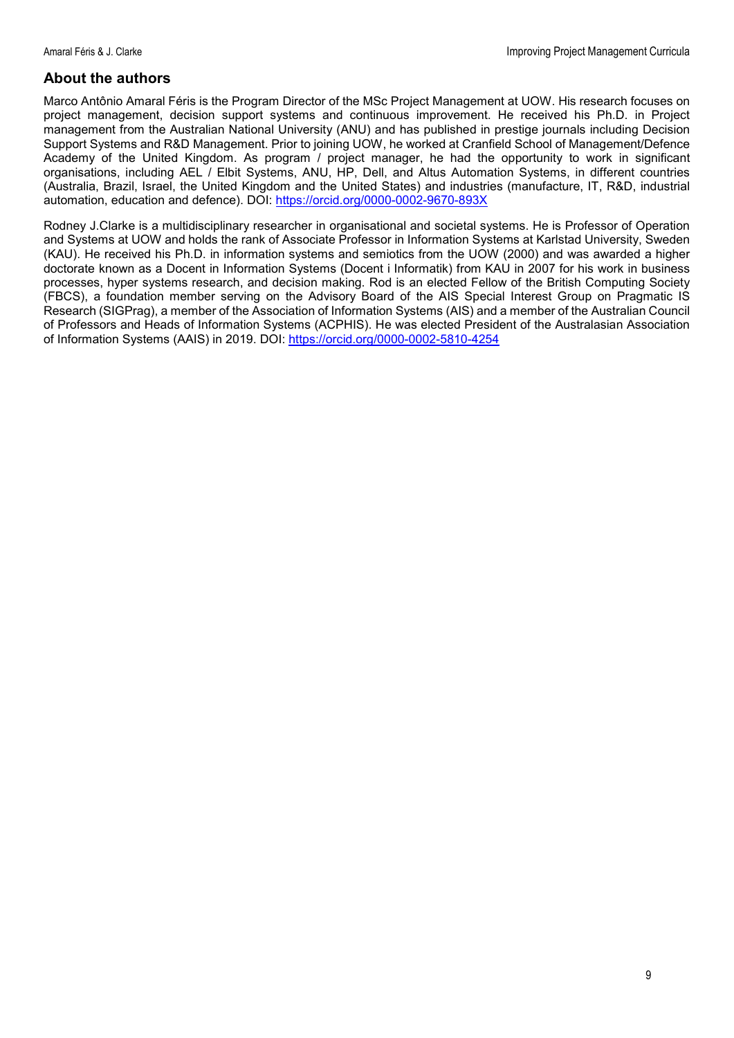## About the authors

Marco Antônio Amaral Féris is the Program Director of the MSc Project Management at UOW. His research focuses on project management, decision support systems and continuous improvement. He received his Ph.D. in Project management from the Australian National University (ANU) and has published in prestige journals including Decision Support Systems and R&D Management. Prior to joining UOW, he worked at Cranfield School of Management/Defence Academy of the United Kingdom. As program / project manager, he had the opportunity to work in significant organisations, including AEL / Elbit Systems, ANU, HP, Dell, and Altus Automation Systems, in different countries (Australia, Brazil, Israel, the United Kingdom and the United States) and industries (manufacture, IT, R&D, industrial automation, education and defence). DOI: https://orcid.org/0000-0002-9670-893X

Rodney J.Clarke is a multidisciplinary researcher in organisational and societal systems. He is Professor of Operation and Systems at UOW and holds the rank of Associate Professor in Information Systems at Karlstad University, Sweden (KAU). He received his Ph.D. in information systems and semiotics from the UOW (2000) and was awarded a higher doctorate known as a Docent in Information Systems (Docent i Informatik) from KAU in 2007 for his work in business processes, hyper systems research, and decision making. Rod is an elected Fellow of the British Computing Society (FBCS), a foundation member serving on the Advisory Board of the AIS Special Interest Group on Pragmatic IS Research (SIGPrag), a member of the Association of Information Systems (AIS) and a member of the Australian Council of Professors and Heads of Information Systems (ACPHIS). He was elected President of the Australasian Association of Information Systems (AAIS) in 2019. DOI: https://orcid.org/0000-0002-5810-4254